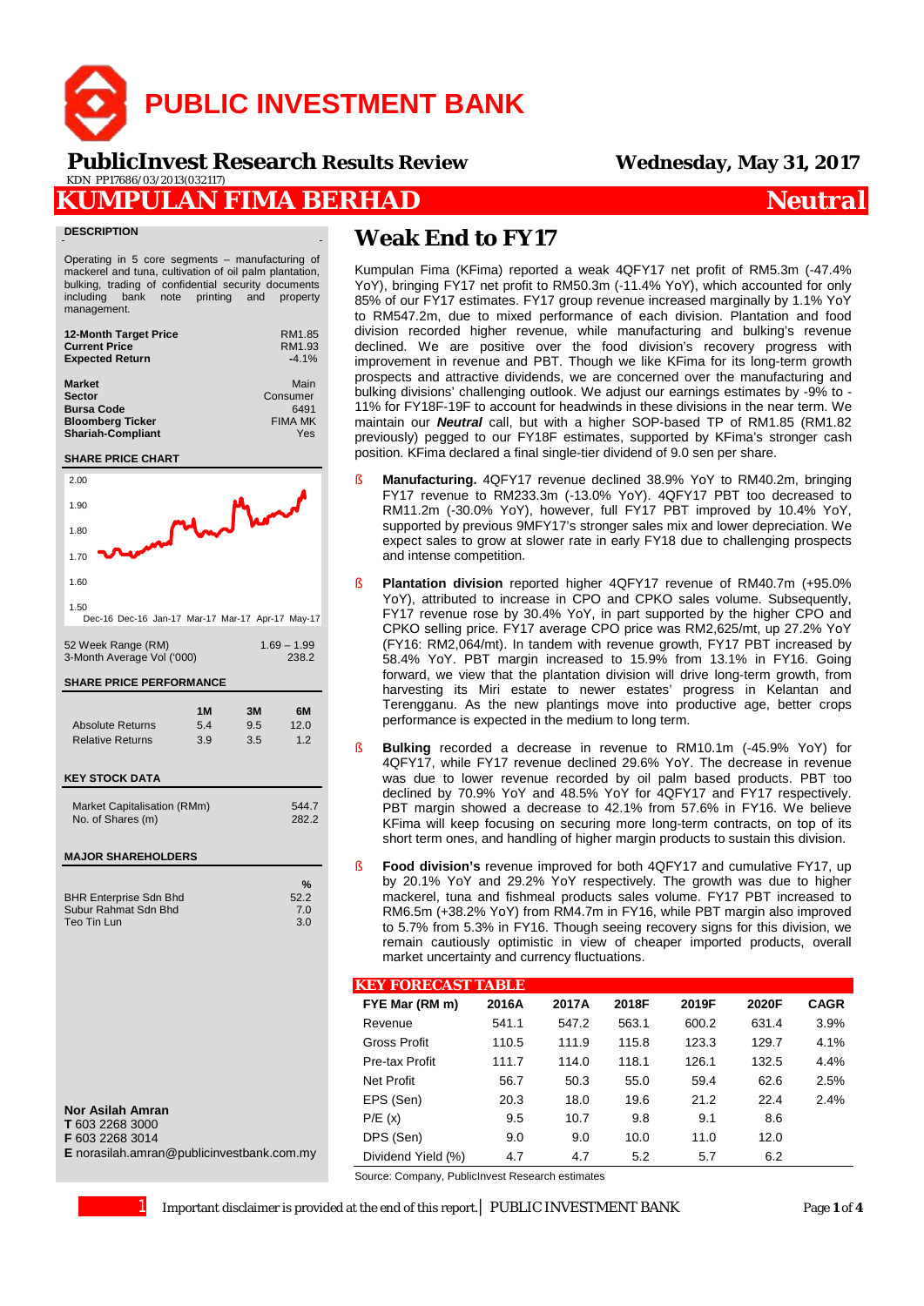# PUBLIC INVESTMENT BANK

**PublicInvest Research Results Review** — Wednesday, May 31, 2017

KDN PP17686/03/2013(032117)

# KUMPULAN FIMA BERHAD — Neutral

### DESCRIPTION

Operating in 5 core segments – manufacturing of mackerel and tuna, cultivation of oil palm plantation, bulking, trading of confidential security documents including bank note printing and property management.

| | |
|---|---|
| **12-Month Target Price** | RM1.85 |
| **Current Price** | RM1.93 |
| **Expected Return** | -4.1% |

| | |
|---|---|
| **Market** | Main |
| **Sector** | Consumer |
| **Bursa Code** | 6491 |
| **Bloomberg Ticker** | FIMA MK |
| **Shariah-Compliant** | Yes |

### SHARE PRICE CHART

| | |
|---|---|
| 52 Week Range (RM) | 1.69 – 1.99 |
| 3-Month Average Vol ('000) | 238.2 |

### SHARE PRICE PERFORMANCE

| | 1M | 3M | 6M |
|---|---|---|---|
| Absolute Returns | 5.4 | 9.5 | 12.0 |
| Relative Returns | 3.9 | 3.5 | 1.2 |

### KEY STOCK DATA

| | |
|---|---|
| Market Capitalisation (RMm) | 544.7 |
| No. of Shares (m) | 282.2 |

### MAJOR SHAREHOLDERS

| | % |
|---|---|
| BHR Enterprise Sdn Bhd | 52.2 |
| Subur Rahmat Sdn Bhd | 7.0 |
| Teo Tin Lun | 3.0 |

**Nor Asilah Amran**
**T** 603 2268 3000
**F** 603 2268 3014
**E** norasilah.amran@publicinvestbank.com.my

## Weak End to FY17

Kumpulan Fima (KFima) reported a weak 4QFY17 net profit of RM5.3m (-47.4% YoY), bringing FY17 net profit to RM50.3m (-11.4% YoY), which accounted for only 85% of our FY17 estimates. FY17 group revenue increased marginally by 1.1% YoY to RM547.2m, due to mixed performance of each division. Plantation and food division recorded higher revenue, while manufacturing and bulking's revenue declined. We are positive over the food division's recovery progress with improvement in revenue and PBT. Though we like KFima for its long-term growth prospects and attractive dividends, we are concerned over the manufacturing and bulking divisions' challenging outlook. We adjust our earnings estimates by -9% to -11% for FY18F-19F to account for headwinds in these divisions in the near term. We maintain our ***Neutral*** call, but with a higher SOP-based TP of RM1.85 (RM1.82 previously) pegged to our FY18F estimates, supported by KFima's stronger cash position. KFima declared a final single-tier dividend of 9.0 sen per share.

- **Manufacturing.** 4QFY17 revenue declined 38.9% YoY to RM40.2m, bringing FY17 revenue to RM233.3m (-13.0% YoY). 4QFY17 PBT too decreased to RM11.2m (-30.0% YoY), however, full FY17 PBT improved by 10.4% YoY, supported by previous 9MFY17's stronger sales mix and lower depreciation. We expect sales to grow at slower rate in early FY18 due to challenging prospects and intense competition.

- **Plantation division** reported higher 4QFY17 revenue of RM40.7m (+95.0% YoY), attributed to increase in CPO and CPKO sales volume. Subsequently, FY17 revenue rose by 30.4% YoY, in part supported by the higher CPO and CPKO selling price. FY17 average CPO price was RM2,625/mt, up 27.2% YoY (FY16: RM2,064/mt). In tandem with revenue growth, FY17 PBT increased by 58.4% YoY. PBT margin increased to 15.9% from 13.1% in FY16. Going forward, we view that the plantation division will drive long-term growth, from harvesting its Miri estate to newer estates' progress in Kelantan and Terengganu. As the new plantings move into productive age, better crops performance is expected in the medium to long term.

- **Bulking** recorded a decrease in revenue to RM10.1m (-45.9% YoY) for 4QFY17, while FY17 revenue declined 29.6% YoY. The decrease in revenue was due to lower revenue recorded by oil palm based products. PBT too declined by 70.9% YoY and 48.5% YoY for 4QFY17 and FY17 respectively. PBT margin showed a decrease to 42.1% from 57.6% in FY16. We believe KFima will keep focusing on securing more long-term contracts, on top of its short term ones, and handling of higher margin products to sustain this division.

- **Food division's** revenue improved for both 4QFY17 and cumulative FY17, up by 20.1% YoY and 29.2% YoY respectively. The growth was due to higher mackerel, tuna and fishmeal products sales volume. FY17 PBT increased to RM6.5m (+38.2% YoY) from RM4.7m in FY16, while PBT margin also improved to 5.7% from 5.3% in FY16. Though seeing recovery signs for this division, we remain cautiously optimistic in view of cheaper imported products, overall market uncertainty and currency fluctuations.

### KEY FORECAST TABLE

| FYE Mar (RM m) | 2016A | 2017A | 2018F | 2019F | 2020F | CAGR |
|---|---|---|---|---|---|---|
| Revenue | 541.1 | 547.2 | 563.1 | 600.2 | 631.4 | 3.9% |
| Gross Profit | 110.5 | 111.9 | 115.8 | 123.3 | 129.7 | 4.1% |
| Pre-tax Profit | 111.7 | 114.0 | 118.1 | 126.1 | 132.5 | 4.4% |
| Net Profit | 56.7 | 50.3 | 55.0 | 59.4 | 62.6 | 2.5% |
| EPS (Sen) | 20.3 | 18.0 | 19.6 | 21.2 | 22.4 | 2.4% |
| P/E (x) | 9.5 | 10.7 | 9.8 | 9.1 | 8.6 | |
| DPS (Sen) | 9.0 | 9.0 | 10.0 | 11.0 | 12.0 | |
| Dividend Yield (%) | 4.7 | 4.7 | 5.2 | 5.7 | 6.2 | |

Source: Company, PublicInvest Research estimates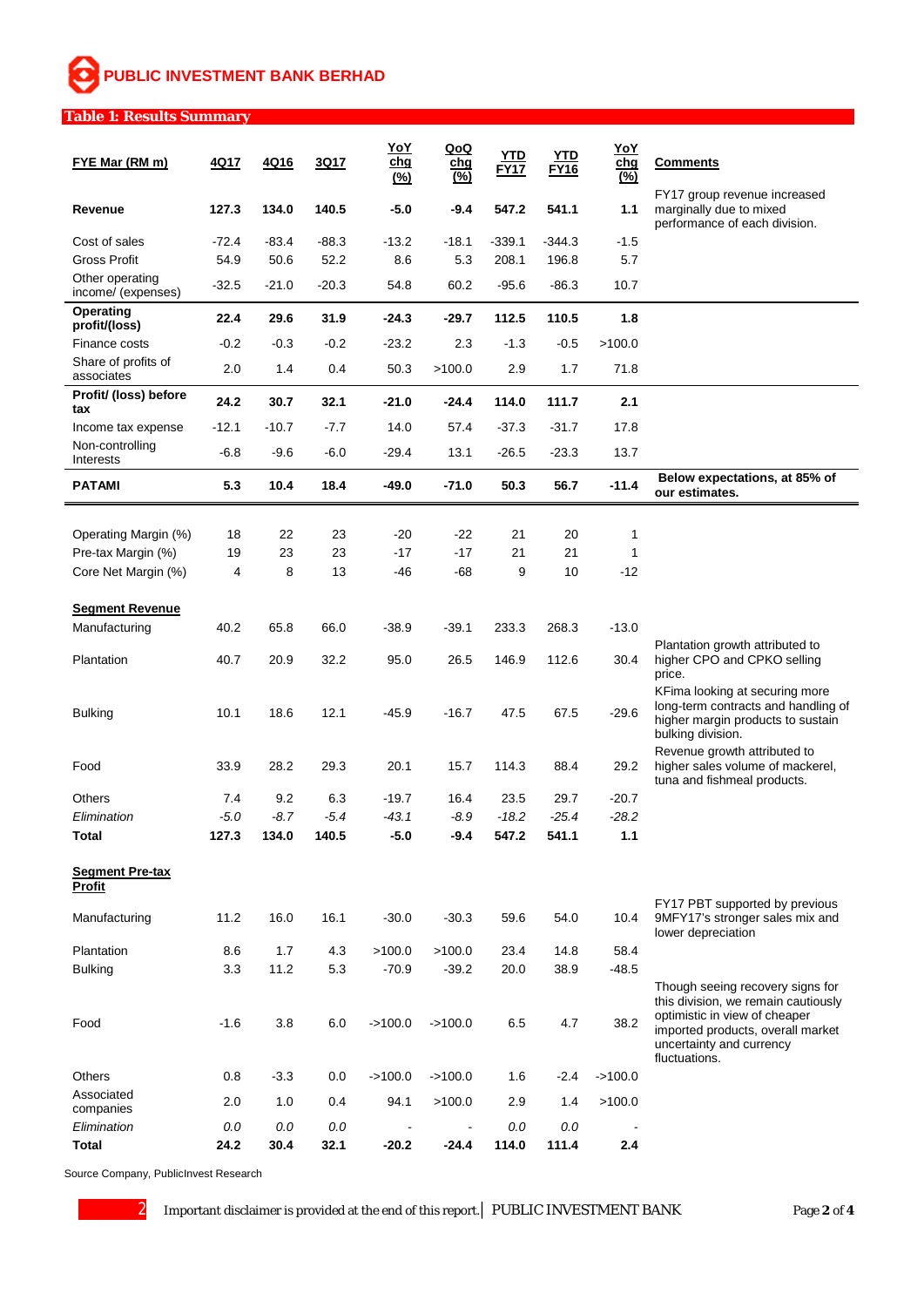**Table 1: Results Summary**

| FYE Mar (RM m) | 4Q17 | 4Q16 | 3Q17 | YoY chg (%) | QoQ chg (%) | YTD FY17 | YTD FY16 | YoY chg (%) | Comments |
|---|---|---|---|---|---|---|---|---|---|
| **Revenue** | **127.3** | **134.0** | **140.5** | **-5.0** | **-9.4** | **547.2** | **541.1** | **1.1** | FY17 group revenue increased marginally due to mixed performance of each division. |
| Cost of sales | -72.4 | -83.4 | -88.3 | -13.2 | -18.1 | -339.1 | -344.3 | -1.5 | |
| Gross Profit | 54.9 | 50.6 | 52.2 | 8.6 | 5.3 | 208.1 | 196.8 | 5.7 | |
| Other operating income/ (expenses) | -32.5 | -21.0 | -20.3 | 54.8 | 60.2 | -95.6 | -86.3 | 10.7 | |
| **Operating profit/(loss)** | **22.4** | **29.6** | **31.9** | **-24.3** | **-29.7** | **112.5** | **110.5** | **1.8** | |
| Finance costs | -0.2 | -0.3 | -0.2 | -23.2 | 2.3 | -1.3 | -0.5 | >100.0 | |
| Share of profits of associates | 2.0 | 1.4 | 0.4 | 50.3 | >100.0 | 2.9 | 1.7 | 71.8 | |
| **Profit/ (loss) before tax** | **24.2** | **30.7** | **32.1** | **-21.0** | **-24.4** | **114.0** | **111.7** | **2.1** | |
| Income tax expense | -12.1 | -10.7 | -7.7 | 14.0 | 57.4 | -37.3 | -31.7 | 17.8 | |
| Non-controlling Interests | -6.8 | -9.6 | -6.0 | -29.4 | 13.1 | -26.5 | -23.3 | 13.7 | |
| **PATAMI** | **5.3** | **10.4** | **18.4** | **-49.0** | **-71.0** | **50.3** | **56.7** | **-11.4** | **Below expectations, at 85% of our estimates.** |
| | | | | | | | | | |
| Operating Margin (%) | 18 | 22 | 23 | -20 | -22 | 21 | 20 | 1 | |
| Pre-tax Margin (%) | 19 | 23 | 23 | -17 | -17 | 21 | 21 | 1 | |
| Core Net Margin (%) | 4 | 8 | 13 | -46 | -68 | 9 | 10 | -12 | |
| | | | | | | | | | |
| **Segment Revenue** | | | | | | | | | |
| Manufacturing | 40.2 | 65.8 | 66.0 | -38.9 | -39.1 | 233.3 | 268.3 | -13.0 | |
| Plantation | 40.7 | 20.9 | 32.2 | 95.0 | 26.5 | 146.9 | 112.6 | 30.4 | Plantation growth attributed to higher CPO and CPKO selling price. |
| Bulking | 10.1 | 18.6 | 12.1 | -45.9 | -16.7 | 47.5 | 67.5 | -29.6 | KFima looking at securing more long-term contracts and handling of higher margin products to sustain bulking division. |
| Food | 33.9 | 28.2 | 29.3 | 20.1 | 15.7 | 114.3 | 88.4 | 29.2 | Revenue growth attributed to higher sales volume of mackerel, tuna and fishmeal products. |
| Others | 7.4 | 9.2 | 6.3 | -19.7 | 16.4 | 23.5 | 29.7 | -20.7 | |
| *Elimination* | *-5.0* | *-8.7* | *-5.4* | *-43.1* | *-8.9* | *-18.2* | *-25.4* | *-28.2* | |
| **Total** | **127.3** | **134.0** | **140.5** | **-5.0** | **-9.4** | **547.2** | **541.1** | **1.1** | |
| | | | | | | | | | |
| **Segment Pre-tax Profit** | | | | | | | | | |
| Manufacturing | 11.2 | 16.0 | 16.1 | -30.0 | -30.3 | 59.6 | 54.0 | 10.4 | FY17 PBT supported by previous 9MFY17's stronger sales mix and lower depreciation |
| Plantation | 8.6 | 1.7 | 4.3 | >100.0 | >100.0 | 23.4 | 14.8 | 58.4 | |
| Bulking | 3.3 | 11.2 | 5.3 | -70.9 | -39.2 | 20.0 | 38.9 | -48.5 | |
| Food | -1.6 | 3.8 | 6.0 | ->100.0 | ->100.0 | 6.5 | 4.7 | 38.2 | Though seeing recovery signs for this division, we remain cautiously optimistic in view of cheaper imported products, overall market uncertainty and currency fluctuations. |
| Others | 0.8 | -3.3 | 0.0 | ->100.0 | ->100.0 | 1.6 | -2.4 | ->100.0 | |
| Associated companies | 2.0 | 1.0 | 0.4 | 94.1 | >100.0 | 2.9 | 1.4 | >100.0 | |
| *Elimination* | *0.0* | *0.0* | *0.0* | - | - | *0.0* | *0.0* | - | |
| **Total** | **24.2** | **30.4** | **32.1** | **-20.2** | **-24.4** | **114.0** | **111.4** | **2.4** | |

Source Company, PublicInvest Research

Important disclaimer is provided at the end of this report.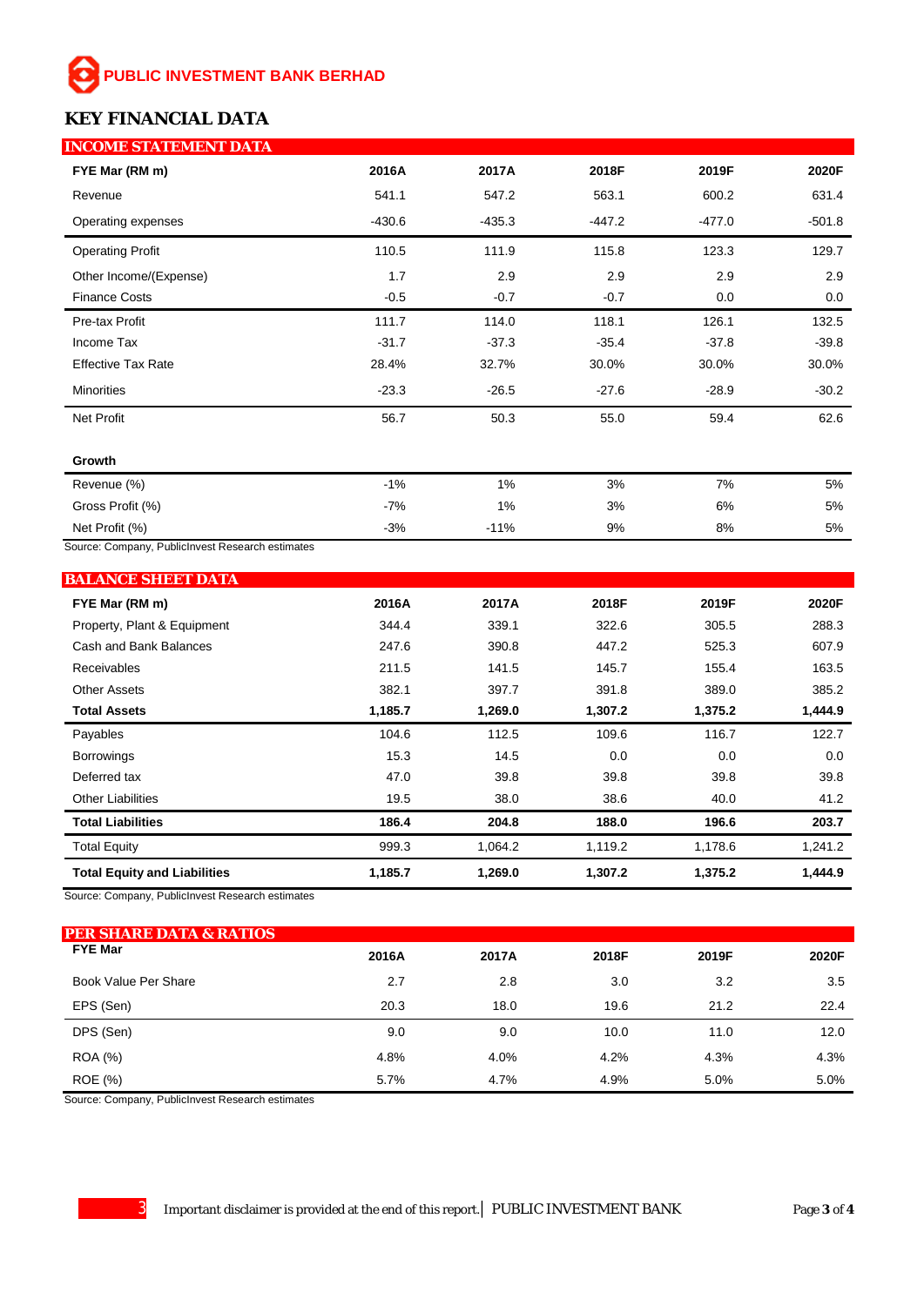PUBLIC INVESTMENT BANK BERHAD

# KEY FINANCIAL DATA

## INCOME STATEMENT DATA

| FYE Mar (RM m) | 2016A | 2017A | 2018F | 2019F | 2020F |
|---|---|---|---|---|---|
| Revenue | 541.1 | 547.2 | 563.1 | 600.2 | 631.4 |
| Operating expenses | -430.6 | -435.3 | -447.2 | -477.0 | -501.8 |
| Operating Profit | 110.5 | 111.9 | 115.8 | 123.3 | 129.7 |
| Other Income/(Expense) | 1.7 | 2.9 | 2.9 | 2.9 | 2.9 |
| Finance Costs | -0.5 | -0.7 | -0.7 | 0.0 | 0.0 |
| Pre-tax Profit | 111.7 | 114.0 | 118.1 | 126.1 | 132.5 |
| Income Tax | -31.7 | -37.3 | -35.4 | -37.8 | -39.8 |
| Effective Tax Rate | 28.4% | 32.7% | 30.0% | 30.0% | 30.0% |
| Minorities | -23.3 | -26.5 | -27.6 | -28.9 | -30.2 |
| Net Profit | 56.7 | 50.3 | 55.0 | 59.4 | 62.6 |
| **Growth** | | | | | |
| Revenue (%) | -1% | 1% | 3% | 7% | 5% |
| Gross Profit (%) | -7% | 1% | 3% | 6% | 5% |
| Net Profit (%) | -3% | -11% | 9% | 8% | 5% |

Source: Company, PublicInvest Research estimates

## BALANCE SHEET DATA

| FYE Mar (RM m) | 2016A | 2017A | 2018F | 2019F | 2020F |
|---|---|---|---|---|---|
| Property, Plant & Equipment | 344.4 | 339.1 | 322.6 | 305.5 | 288.3 |
| Cash and Bank Balances | 247.6 | 390.8 | 447.2 | 525.3 | 607.9 |
| Receivables | 211.5 | 141.5 | 145.7 | 155.4 | 163.5 |
| Other Assets | 382.1 | 397.7 | 391.8 | 389.0 | 385.2 |
| **Total Assets** | **1,185.7** | **1,269.0** | **1,307.2** | **1,375.2** | **1,444.9** |
| Payables | 104.6 | 112.5 | 109.6 | 116.7 | 122.7 |
| Borrowings | 15.3 | 14.5 | 0.0 | 0.0 | 0.0 |
| Deferred tax | 47.0 | 39.8 | 39.8 | 39.8 | 39.8 |
| Other Liabilities | 19.5 | 38.0 | 38.6 | 40.0 | 41.2 |
| **Total Liabilities** | **186.4** | **204.8** | **188.0** | **196.6** | **203.7** |
| Total Equity | 999.3 | 1,064.2 | 1,119.2 | 1,178.6 | 1,241.2 |
| **Total Equity and Liabilities** | **1,185.7** | **1,269.0** | **1,307.2** | **1,375.2** | **1,444.9** |

Source: Company, PublicInvest Research estimates

## PER SHARE DATA & RATIOS

| FYE Mar | 2016A | 2017A | 2018F | 2019F | 2020F |
|---|---|---|---|---|---|
| Book Value Per Share | 2.7 | 2.8 | 3.0 | 3.2 | 3.5 |
| EPS (Sen) | 20.3 | 18.0 | 19.6 | 21.2 | 22.4 |
| DPS (Sen) | 9.0 | 9.0 | 10.0 | 11.0 | 12.0 |
| ROA (%) | 4.8% | 4.0% | 4.2% | 4.3% | 4.3% |
| ROE (%) | 5.7% | 4.7% | 4.9% | 5.0% | 5.0% |

Source: Company, PublicInvest Research estimates

Important disclaimer is provided at the end of this report.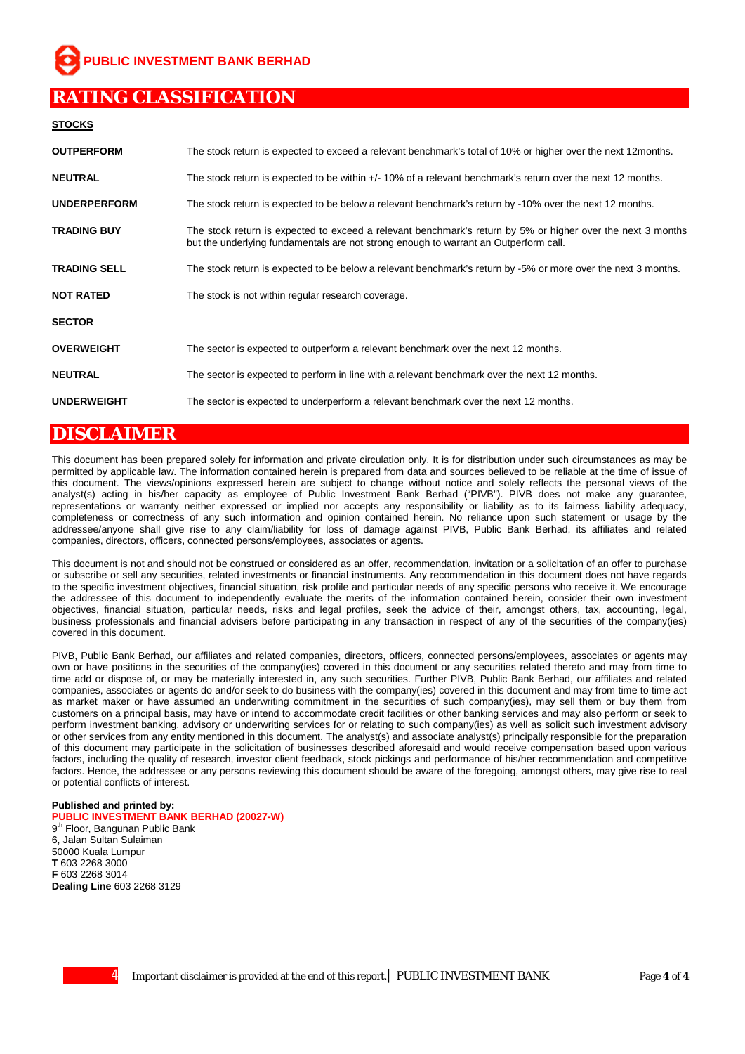**PUBLIC INVESTMENT BANK BERHAD**

# RATING CLASSIFICATION

**STOCKS**

| | |
|---|---|
| **OUTPERFORM** | The stock return is expected to exceed a relevant benchmark's total of 10% or higher over the next 12months. |
| **NEUTRAL** | The stock return is expected to be within +/- 10% of a relevant benchmark's return over the next 12 months. |
| **UNDERPERFORM** | The stock return is expected to be below a relevant benchmark's return by -10% over the next 12 months. |
| **TRADING BUY** | The stock return is expected to exceed a relevant benchmark's return by 5% or higher over the next 3 months but the underlying fundamentals are not strong enough to warrant an Outperform call. |
| **TRADING SELL** | The stock return is expected to be below a relevant benchmark's return by -5% or more over the next 3 months. |
| **NOT RATED** | The stock is not within regular research coverage. |

**SECTOR**

| | |
|---|---|
| **OVERWEIGHT** | The sector is expected to outperform a relevant benchmark over the next 12 months. |
| **NEUTRAL** | The sector is expected to perform in line with a relevant benchmark over the next 12 months. |
| **UNDERWEIGHT** | The sector is expected to underperform a relevant benchmark over the next 12 months. |

# DISCLAIMER

This document has been prepared solely for information and private circulation only. It is for distribution under such circumstances as may be permitted by applicable law. The information contained herein is prepared from data and sources believed to be reliable at the time of issue of this document. The views/opinions expressed herein are subject to change without notice and solely reflects the personal views of the analyst(s) acting in his/her capacity as employee of Public Investment Bank Berhad ("PIVB"). PIVB does not make any guarantee, representations or warranty neither expressed or implied nor accepts any responsibility or liability as to its fairness liability adequacy, completeness or correctness of any such information and opinion contained herein. No reliance upon such statement or usage by the addressee/anyone shall give rise to any claim/liability for loss of damage against PIVB, Public Bank Berhad, its affiliates and related companies, directors, officers, connected persons/employees, associates or agents.

This document is not and should not be construed or considered as an offer, recommendation, invitation or a solicitation of an offer to purchase or subscribe or sell any securities, related investments or financial instruments. Any recommendation in this document does not have regards to the specific investment objectives, financial situation, risk profile and particular needs of any specific persons who receive it. We encourage the addressee of this document to independently evaluate the merits of the information contained herein, consider their own investment objectives, financial situation, particular needs, risks and legal profiles, seek the advice of their, amongst others, tax, accounting, legal, business professionals and financial advisers before participating in any transaction in respect of any of the securities of the company(ies) covered in this document.

PIVB, Public Bank Berhad, our affiliates and related companies, directors, officers, connected persons/employees, associates or agents may own or have positions in the securities of the company(ies) covered in this document or any securities related thereto and may from time to time add or dispose of, or may be materially interested in, any such securities. Further PIVB, Public Bank Berhad, our affiliates and related companies, associates or agents do and/or seek to do business with the company(ies) covered in this document and may from time to time act as market maker or have assumed an underwriting commitment in the securities of such company(ies), may sell them or buy them from customers on a principal basis, may have or intend to accommodate credit facilities or other banking services and may also perform or seek to perform investment banking, advisory or underwriting services for or relating to such company(ies) as well as solicit such investment advisory or other services from any entity mentioned in this document. The analyst(s) and associate analyst(s) principally responsible for the preparation of this document may participate in the solicitation of businesses described aforesaid and would receive compensation based upon various factors, including the quality of research, investor client feedback, stock pickings and performance of his/her recommendation and competitive factors. Hence, the addressee or any persons reviewing this document should be aware of the foregoing, amongst others, may give rise to real or potential conflicts of interest.

**Published and printed by:**
**PUBLIC INVESTMENT BANK BERHAD (20027-W)**
9th Floor, Bangunan Public Bank
6, Jalan Sultan Sulaiman
50000 Kuala Lumpur
**T** 603 2268 3000
**F** 603 2268 3014
**Dealing Line** 603 2268 3129